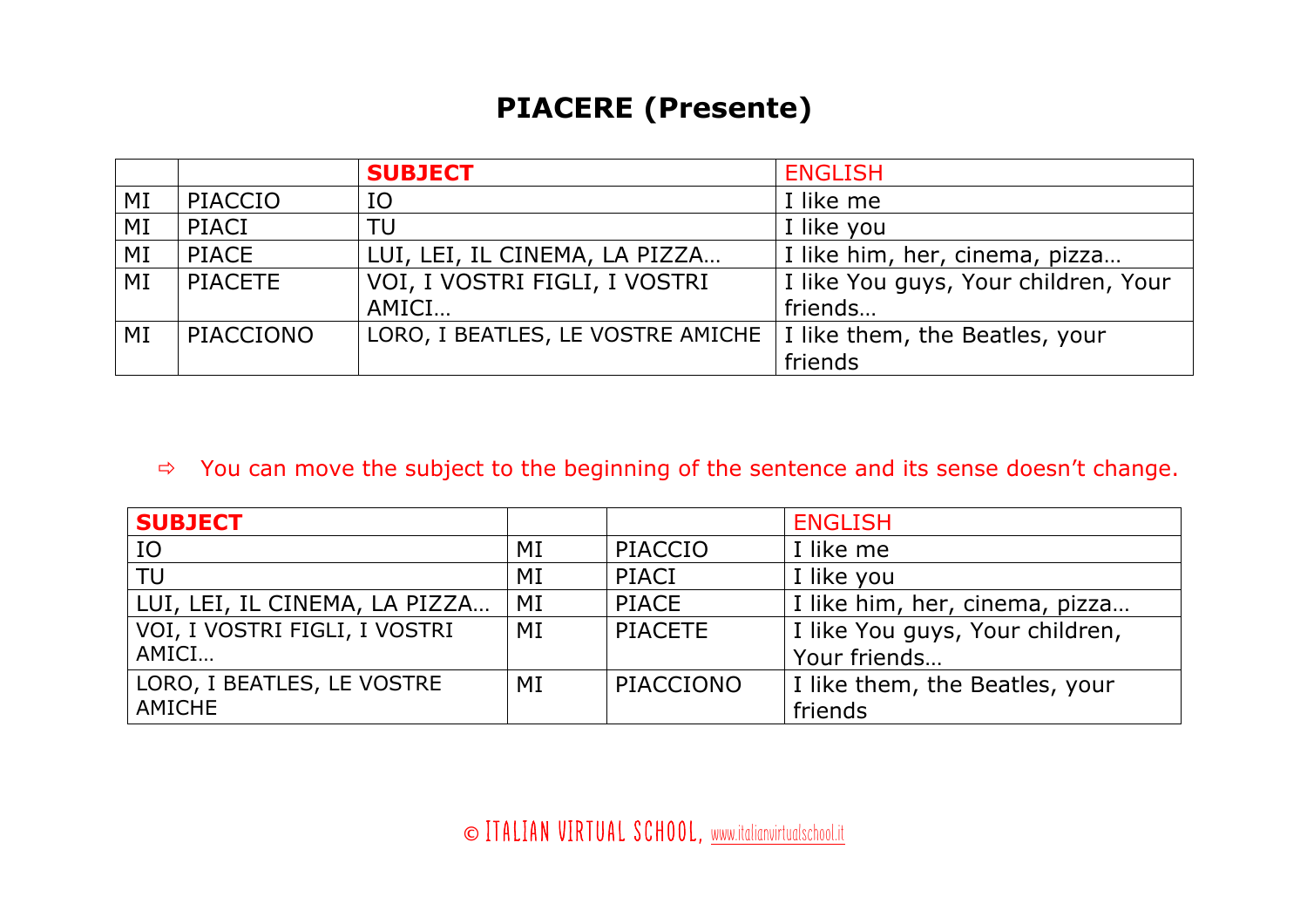# PIACERE (Presente)

| | | **SUBJECT** | ENGLISH |
|---|---|---|---|
| MI | PIACCIO | IO | I like me |
| MI | PIACI | TU | I like you |
| MI | PIACE | LUI, LEI, IL CINEMA, LA PIZZA… | I like him, her, cinema, pizza… |
| MI | PIACETE | VOI, I VOSTRI FIGLI, I VOSTRI AMICI… | I like You guys, Your children, Your friends… |
| MI | PIACCIONO | LORO, I BEATLES, LE VOSTRE AMICHE | I like them, the Beatles, your friends |

⇨ You can move the subject to the beginning of the sentence and its sense doesn't change.

| **SUBJECT** | | | ENGLISH |
|---|---|---|---|
| IO | MI | PIACCIO | I like me |
| TU | MI | PIACI | I like you |
| LUI, LEI, IL CINEMA, LA PIZZA… | MI | PIACE | I like him, her, cinema, pizza… |
| VOI, I VOSTRI FIGLI, I VOSTRI AMICI… | MI | PIACETE | I like You guys, Your children, Your friends… |
| LORO, I BEATLES, LE VOSTRE AMICHE | MI | PIACCIONO | I like them, the Beatles, your friends |

© ITALIAN VIRTUAL SCHOOL, www.italianvirtualschool.it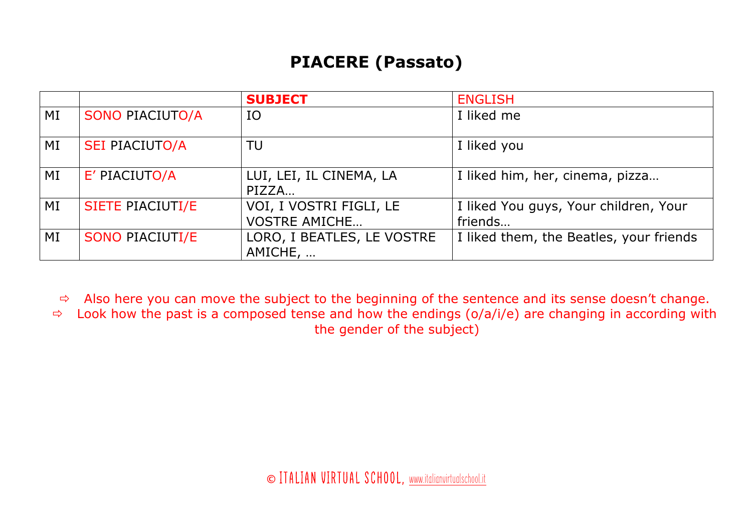# PIACERE (Passato)

| | | SUBJECT | ENGLISH |
|---|---|---|---|
| MI | SONO PIACIUTO/A | IO | I liked me |
| MI | SEI PIACIUTO/A | TU | I liked you |
| MI | E' PIACIUTO/A | LUI, LEI, IL CINEMA, LA PIZZA… | I liked him, her, cinema, pizza… |
| MI | SIETE PIACIUTI/E | VOI, I VOSTRI FIGLI, LE VOSTRE AMICHE… | I liked You guys, Your children, Your friends… |
| MI | SONO PIACIUTI/E | LORO, I BEATLES, LE VOSTRE AMICHE, … | I liked them, the Beatles, your friends |

- ⇨ Also here you can move the subject to the beginning of the sentence and its sense doesn't change.
- ⇨ Look how the past is a composed tense and how the endings (o/a/i/e) are changing in according with the gender of the subject)

© ITALIAN VIRTUAL SCHOOL, www.italianvirtualschool.it